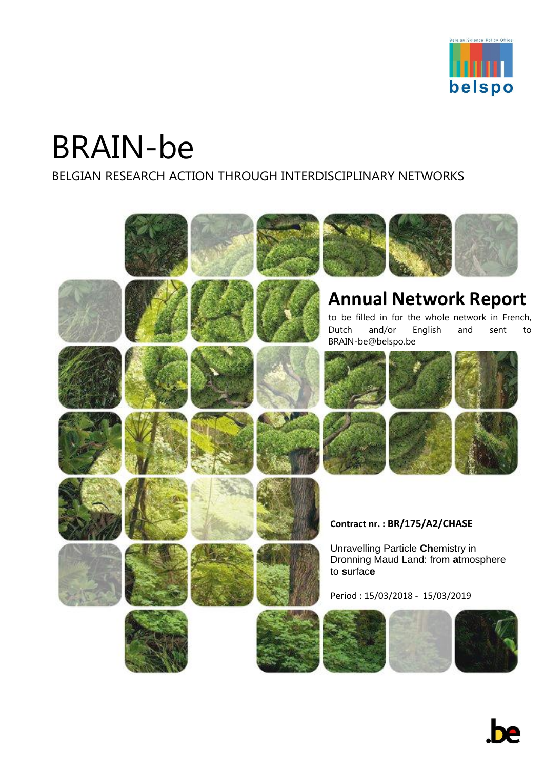Belgian Science Policy Office

belspo

# BRAIN-be

BELGIAN RESEARCH ACTION THROUGH INTERDISCIPLINARY NETWORKS

## Annual Network Report

to be filled in for the whole network in French, Dutch and/or English and sent to BRAIN-be@belspo.be

**Contract nr. : BR/175/A2/CHASE**

Unravelling Particle **Ch**emistry in Dronning Maud Land: from **a**tmosphere to **s**urfac**e**

Period : 15/03/2018 - 15/03/2019

.be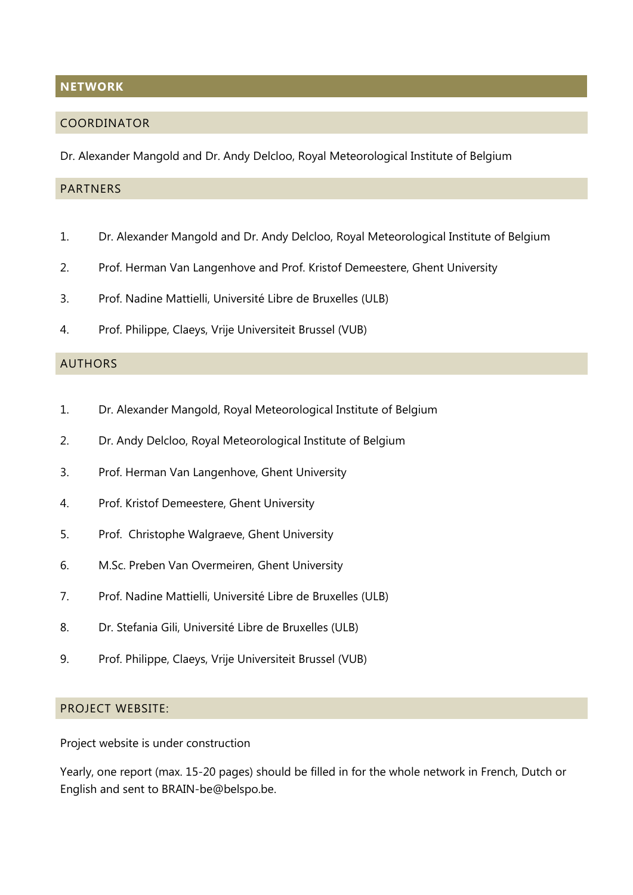## NETWORK

### COORDINATOR

Dr. Alexander Mangold and Dr. Andy Delcloo, Royal Meteorological Institute of Belgium

### PARTNERS

1. Dr. Alexander Mangold and Dr. Andy Delcloo, Royal Meteorological Institute of Belgium
2. Prof. Herman Van Langenhove and Prof. Kristof Demeestere, Ghent University
3. Prof. Nadine Mattielli, Université Libre de Bruxelles (ULB)
4. Prof. Philippe, Claeys, Vrije Universiteit Brussel (VUB)

### AUTHORS

1. Dr. Alexander Mangold, Royal Meteorological Institute of Belgium
2. Dr. Andy Delcloo, Royal Meteorological Institute of Belgium
3. Prof. Herman Van Langenhove, Ghent University
4. Prof. Kristof Demeestere, Ghent University
5. Prof. Christophe Walgraeve, Ghent University
6. M.Sc. Preben Van Overmeiren, Ghent University
7. Prof. Nadine Mattielli, Université Libre de Bruxelles (ULB)
8. Dr. Stefania Gili, Université Libre de Bruxelles (ULB)
9. Prof. Philippe, Claeys, Vrije Universiteit Brussel (VUB)

### PROJECT WEBSITE:

Project website is under construction

Yearly, one report (max. 15-20 pages) should be filled in for the whole network in French, Dutch or English and sent to BRAIN-be@belspo.be.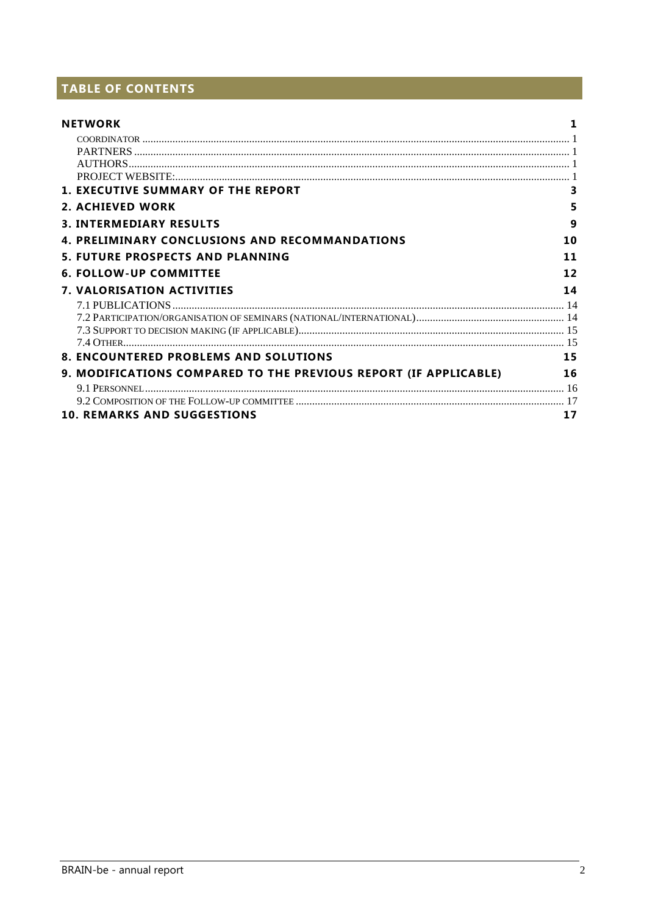# TABLE OF CONTENTS

**NETWORK** 1
- COORDINATOR 1
- PARTNERS 1
- AUTHORS 1
- PROJECT WEBSITE: 1

**1. EXECUTIVE SUMMARY OF THE REPORT** 3

**2. ACHIEVED WORK** 5

**3. INTERMEDIARY RESULTS** 9

**4. PRELIMINARY CONCLUSIONS AND RECOMMANDATIONS** 10

**5. FUTURE PROSPECTS AND PLANNING** 11

**6. FOLLOW-UP COMMITTEE** 12

**7. VALORISATION ACTIVITIES** 14
- 7.1 PUBLICATIONS 14
- 7.2 PARTICIPATION/ORGANISATION OF SEMINARS (NATIONAL/INTERNATIONAL) 14
- 7.3 SUPPORT TO DECISION MAKING (IF APPLICABLE) 15
- 7.4 OTHER 15

**8. ENCOUNTERED PROBLEMS AND SOLUTIONS** 15

**9. MODIFICATIONS COMPARED TO THE PREVIOUS REPORT (IF APPLICABLE)** 16
- 9.1 PERSONNEL 16
- 9.2 COMPOSITION OF THE FOLLOW-UP COMMITTEE 17

**10. REMARKS AND SUGGESTIONS** 17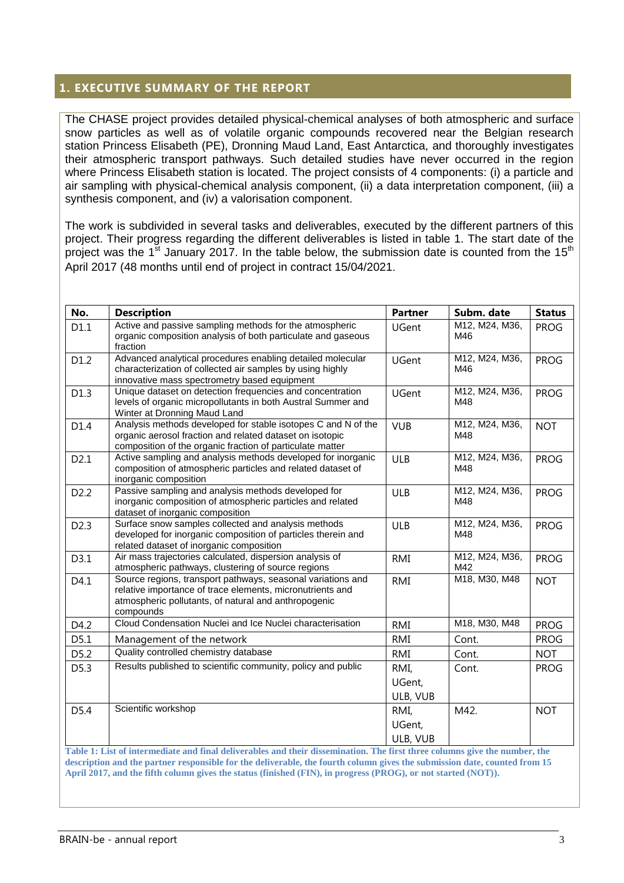## 1. EXECUTIVE SUMMARY OF THE REPORT

The CHASE project provides detailed physical-chemical analyses of both atmospheric and surface snow particles as well as of volatile organic compounds recovered near the Belgian research station Princess Elisabeth (PE), Dronning Maud Land, East Antarctica, and thoroughly investigates their atmospheric transport pathways. Such detailed studies have never occurred in the region where Princess Elisabeth station is located. The project consists of 4 components: (i) a particle and air sampling with physical-chemical analysis component, (ii) a data interpretation component, (iii) a synthesis component, and (iv) a valorisation component.

The work is subdivided in several tasks and deliverables, executed by the different partners of this project. Their progress regarding the different deliverables is listed in table 1. The start date of the project was the 1st January 2017. In the table below, the submission date is counted from the 15th April 2017 (48 months until end of project in contract 15/04/2021.

| No. | Description | Partner | Subm. date | Status |
|---|---|---|---|---|
| D1.1 | Active and passive sampling methods for the atmospheric organic composition analysis of both particulate and gaseous fraction | UGent | M12, M24, M36, M46 | PROG |
| D1.2 | Advanced analytical procedures enabling detailed molecular characterization of collected air samples by using highly innovative mass spectrometry based equipment | UGent | M12, M24, M36, M46 | PROG |
| D1.3 | Unique dataset on detection frequencies and concentration levels of organic micropollutants in both Austral Summer and Winter at Dronning Maud Land | UGent | M12, M24, M36, M48 | PROG |
| D1.4 | Analysis methods developed for stable isotopes C and N of the organic aerosol fraction and related dataset on isotopic composition of the organic fraction of particulate matter | VUB | M12, M24, M36, M48 | NOT |
| D2.1 | Active sampling and analysis methods developed for inorganic composition of atmospheric particles and related dataset of inorganic composition | ULB | M12, M24, M36, M48 | PROG |
| D2.2 | Passive sampling and analysis methods developed for inorganic composition of atmospheric particles and related dataset of inorganic composition | ULB | M12, M24, M36, M48 | PROG |
| D2.3 | Surface snow samples collected and analysis methods developed for inorganic composition of particles therein and related dataset of inorganic composition | ULB | M12, M24, M36, M48 | PROG |
| D3.1 | Air mass trajectories calculated, dispersion analysis of atmospheric pathways, clustering of source regions | RMI | M12, M24, M36, M42 | PROG |
| D4.1 | Source regions, transport pathways, seasonal variations and relative importance of trace elements, micronutrients and atmospheric pollutants, of natural and anthropogenic compounds | RMI | M18, M30, M48 | NOT |
| D4.2 | Cloud Condensation Nuclei and Ice Nuclei characterisation | RMI | M18, M30, M48 | PROG |
| D5.1 | Management of the network | RMI | Cont. | PROG |
| D5.2 | Quality controlled chemistry database | RMI | Cont. | NOT |
| D5.3 | Results published to scientific community, policy and public | RMI, UGent, ULB, VUB | Cont. | PROG |
| D5.4 | Scientific workshop | RMI, UGent, ULB, VUB | M42. | NOT |

**Table 1: List of intermediate and final deliverables and their dissemination. The first three columns give the number, the description and the partner responsible for the deliverable, the fourth column gives the submission date, counted from 15 April 2017, and the fifth column gives the status (finished (FIN), in progress (PROG), or not started (NOT)).**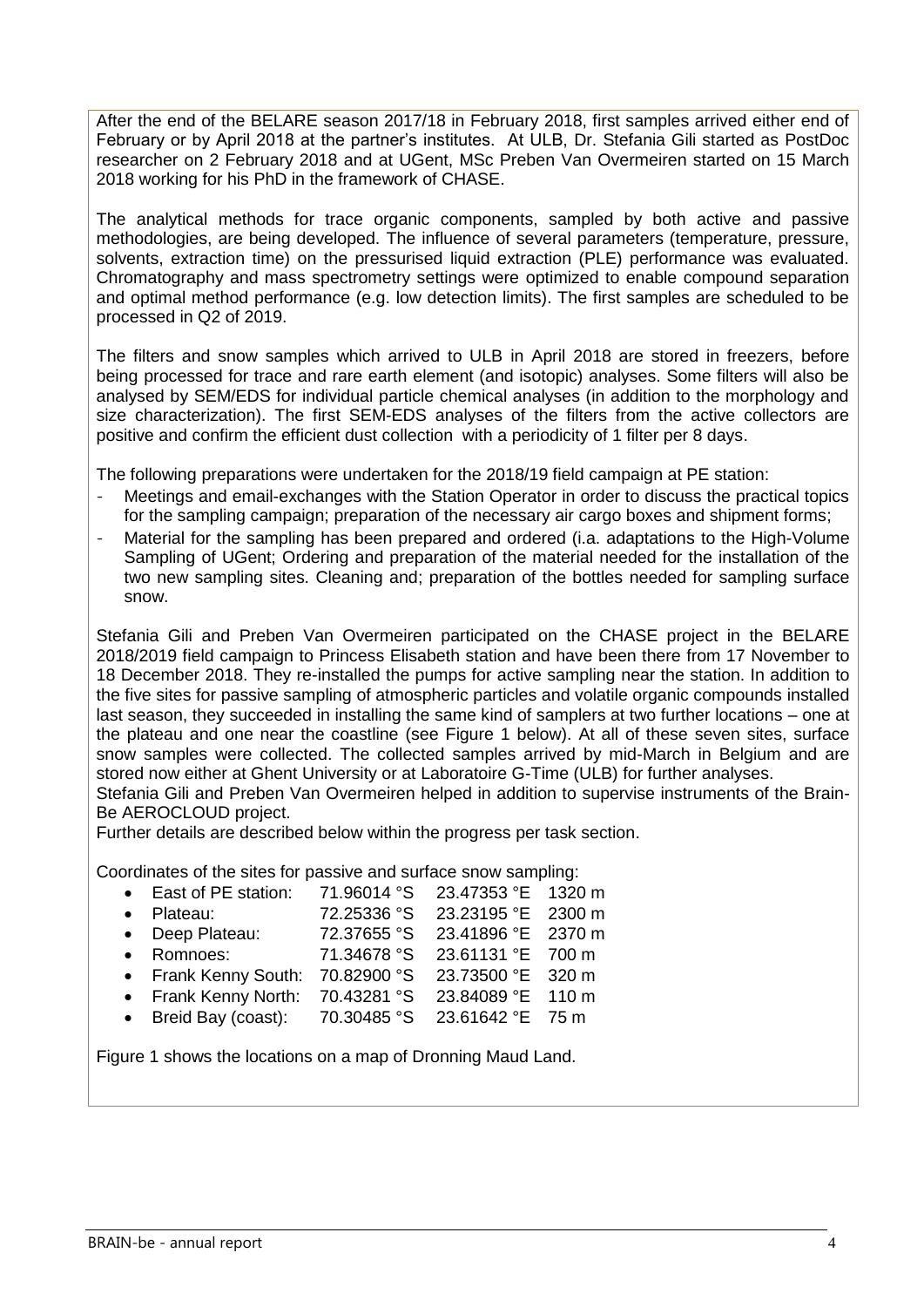After the end of the BELARE season 2017/18 in February 2018, first samples arrived either end of February or by April 2018 at the partner's institutes. At ULB, Dr. Stefania Gili started as PostDoc researcher on 2 February 2018 and at UGent, MSc Preben Van Overmeiren started on 15 March 2018 working for his PhD in the framework of CHASE.

The analytical methods for trace organic components, sampled by both active and passive methodologies, are being developed. The influence of several parameters (temperature, pressure, solvents, extraction time) on the pressurised liquid extraction (PLE) performance was evaluated. Chromatography and mass spectrometry settings were optimized to enable compound separation and optimal method performance (e.g. low detection limits). The first samples are scheduled to be processed in Q2 of 2019.

The filters and snow samples which arrived to ULB in April 2018 are stored in freezers, before being processed for trace and rare earth element (and isotopic) analyses. Some filters will also be analysed by SEM/EDS for individual particle chemical analyses (in addition to the morphology and size characterization). The first SEM-EDS analyses of the filters from the active collectors are positive and confirm the efficient dust collection with a periodicity of 1 filter per 8 days.

The following preparations were undertaken for the 2018/19 field campaign at PE station:

- Meetings and email-exchanges with the Station Operator in order to discuss the practical topics for the sampling campaign; preparation of the necessary air cargo boxes and shipment forms;
- Material for the sampling has been prepared and ordered (i.a. adaptations to the High-Volume Sampling of UGent; Ordering and preparation of the material needed for the installation of the two new sampling sites. Cleaning and; preparation of the bottles needed for sampling surface snow.

Stefania Gili and Preben Van Overmeiren participated on the CHASE project in the BELARE 2018/2019 field campaign to Princess Elisabeth station and have been there from 17 November to 18 December 2018. They re-installed the pumps for active sampling near the station. In addition to the five sites for passive sampling of atmospheric particles and volatile organic compounds installed last season, they succeeded in installing the same kind of samplers at two further locations – one at the plateau and one near the coastline (see Figure 1 below). At all of these seven sites, surface snow samples were collected. The collected samples arrived by mid-March in Belgium and are stored now either at Ghent University or at Laboratoire G-Time (ULB) for further analyses.
Stefania Gili and Preben Van Overmeiren helped in addition to supervise instruments of the Brain-Be AEROCLOUD project.
Further details are described below within the progress per task section.

Coordinates of the sites for passive and surface snow sampling:

- East of PE station: 71.96014 °S 23.47353 °E 1320 m
- Plateau: 72.25336 °S 23.23195 °E 2300 m
- Deep Plateau: 72.37655 °S 23.41896 °E 2370 m
- Romnoes: 71.34678 °S 23.61131 °E 700 m
- Frank Kenny South: 70.82900 °S 23.73500 °E 320 m
- Frank Kenny North: 70.43281 °S 23.84089 °E 110 m
- Breid Bay (coast): 70.30485 °S 23.61642 °E 75 m

Figure 1 shows the locations on a map of Dronning Maud Land.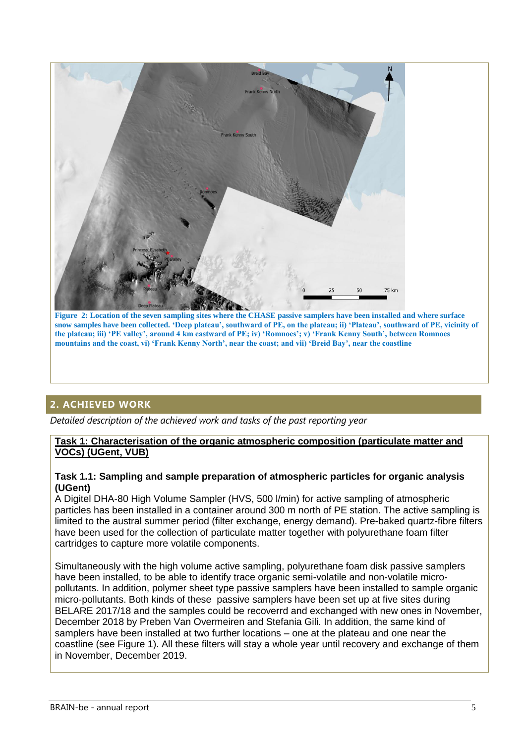Figure 2: Location of the seven sampling sites where the CHASE passive samplers have been installed and where surface snow samples have been collected. 'Deep plateau', southward of PE, on the plateau; ii) 'Plateau', southward of PE, vicinity of the plateau; iii) 'PE valley', around 4 km eastward of PE; iv) 'Romnoes'; v) 'Frank Kenny South', between Romnoes mountains and the coast, vi) 'Frank Kenny North', near the coast; and vii) 'Breid Bay', near the coastline

## 2. ACHIEVED WORK

*Detailed description of the achieved work and tasks of the past reporting year*

**Task 1: Characterisation of the organic atmospheric composition (particulate matter and VOCs) (UGent, VUB)**

**Task 1.1: Sampling and sample preparation of atmospheric particles for organic analysis (UGent)**

A Digitel DHA-80 High Volume Sampler (HVS, 500 l/min) for active sampling of atmospheric particles has been installed in a container around 300 m north of PE station. The active sampling is limited to the austral summer period (filter exchange, energy demand). Pre-baked quartz-fibre filters have been used for the collection of particulate matter together with polyurethane foam filter cartridges to capture more volatile components.

Simultaneously with the high volume active sampling, polyurethane foam disk passive samplers have been installed, to be able to identify trace organic semi-volatile and non-volatile micro-pollutants. In addition, polymer sheet type passive samplers have been installed to sample organic micro-pollutants. Both kinds of these passive samplers have been set up at five sites during BELARE 2017/18 and the samples could be recoverrd and exchanged with new ones in November, December 2018 by Preben Van Overmeiren and Stefania Gili. In addition, the same kind of samplers have been installed at two further locations – one at the plateau and one near the coastline (see Figure 1). All these filters will stay a whole year until recovery and exchange of them in November, December 2019.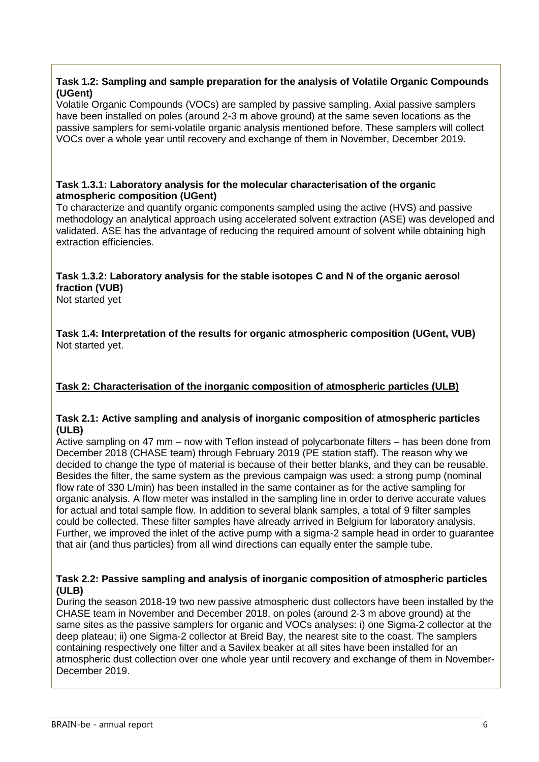**Task 1.2: Sampling and sample preparation for the analysis of Volatile Organic Compounds (UGent)**

Volatile Organic Compounds (VOCs) are sampled by passive sampling. Axial passive samplers have been installed on poles (around 2-3 m above ground) at the same seven locations as the passive samplers for semi-volatile organic analysis mentioned before. These samplers will collect VOCs over a whole year until recovery and exchange of them in November, December 2019.

**Task 1.3.1: Laboratory analysis for the molecular characterisation of the organic atmospheric composition (UGent)**

To characterize and quantify organic components sampled using the active (HVS) and passive methodology an analytical approach using accelerated solvent extraction (ASE) was developed and validated. ASE has the advantage of reducing the required amount of solvent while obtaining high extraction efficiencies.

**Task 1.3.2: Laboratory analysis for the stable isotopes C and N of the organic aerosol fraction (VUB)**

Not started yet

**Task 1.4: Interpretation of the results for organic atmospheric composition (UGent, VUB)**

Not started yet.

**<u>Task 2: Characterisation of the inorganic composition of atmospheric particles (ULB)</u>**

**Task 2.1: Active sampling and analysis of inorganic composition of atmospheric particles (ULB)**

Active sampling on 47 mm – now with Teflon instead of polycarbonate filters – has been done from December 2018 (CHASE team) through February 2019 (PE station staff). The reason why we decided to change the type of material is because of their better blanks, and they can be reusable. Besides the filter, the same system as the previous campaign was used: a strong pump (nominal flow rate of 330 L/min) has been installed in the same container as for the active sampling for organic analysis. A flow meter was installed in the sampling line in order to derive accurate values for actual and total sample flow. In addition to several blank samples, a total of 9 filter samples could be collected. These filter samples have already arrived in Belgium for laboratory analysis. Further, we improved the inlet of the active pump with a sigma-2 sample head in order to guarantee that air (and thus particles) from all wind directions can equally enter the sample tube.

**Task 2.2: Passive sampling and analysis of inorganic composition of atmospheric particles (ULB)**

During the season 2018-19 two new passive atmospheric dust collectors have been installed by the CHASE team in November and December 2018, on poles (around 2-3 m above ground) at the same sites as the passive samplers for organic and VOCs analyses: i) one Sigma-2 collector at the deep plateau; ii) one Sigma-2 collector at Breid Bay, the nearest site to the coast. The samplers containing respectively one filter and a Savilex beaker at all sites have been installed for an atmospheric dust collection over one whole year until recovery and exchange of them in November-December 2019.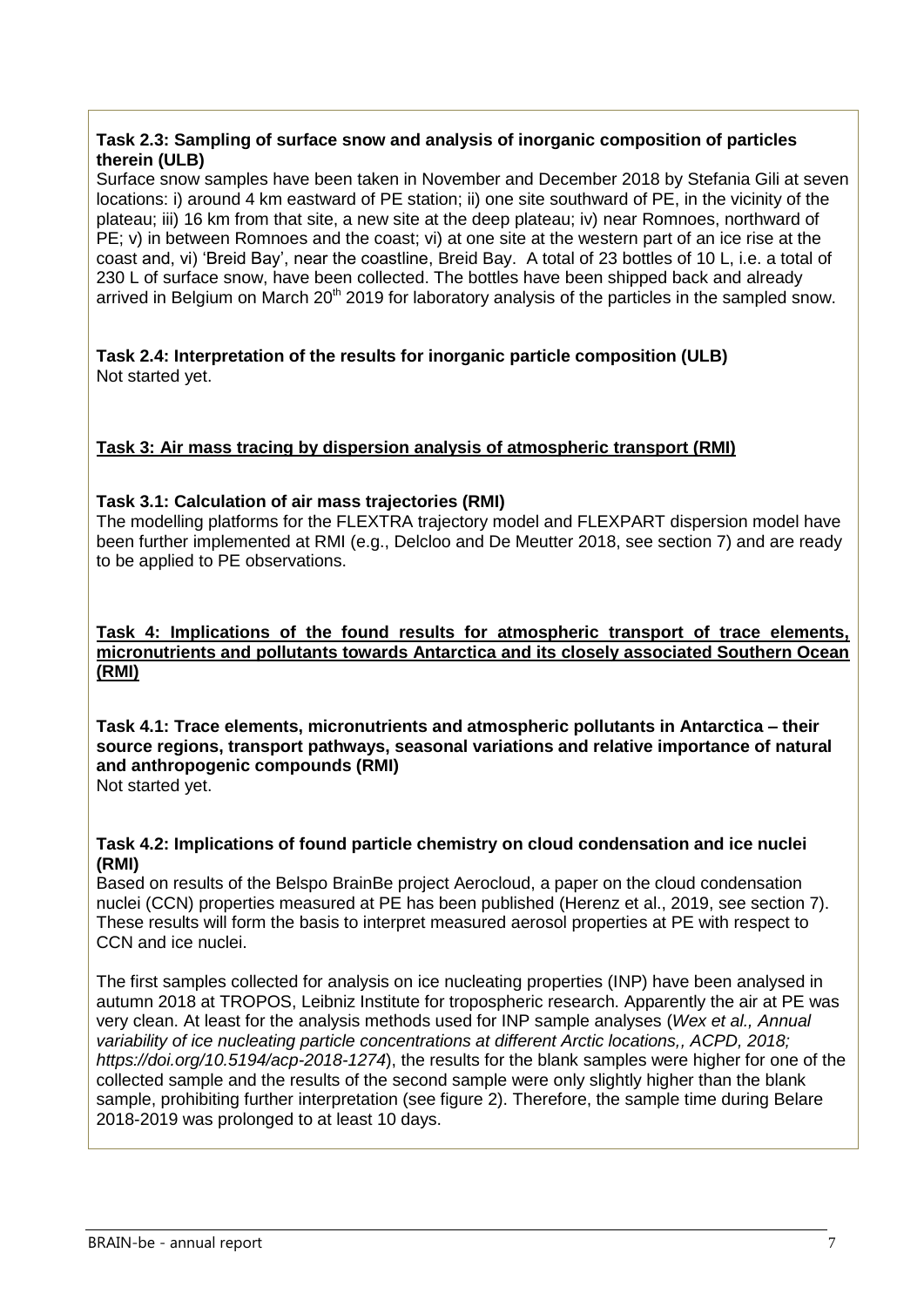**Task 2.3: Sampling of surface snow and analysis of inorganic composition of particles therein (ULB)**

Surface snow samples have been taken in November and December 2018 by Stefania Gili at seven locations: i) around 4 km eastward of PE station; ii) one site southward of PE, in the vicinity of the plateau; iii) 16 km from that site, a new site at the deep plateau; iv) near Romnoes, northward of PE; v) in between Romnoes and the coast; vi) at one site at the western part of an ice rise at the coast and, vi) 'Breid Bay', near the coastline, Breid Bay. A total of 23 bottles of 10 L, i.e. a total of 230 L of surface snow, have been collected. The bottles have been shipped back and already arrived in Belgium on March 20th 2019 for laboratory analysis of the particles in the sampled snow.

**Task 2.4: Interpretation of the results for inorganic particle composition (ULB)**

Not started yet.

**Task 3: Air mass tracing by dispersion analysis of atmospheric transport (RMI)**

**Task 3.1: Calculation of air mass trajectories (RMI)**

The modelling platforms for the FLEXTRA trajectory model and FLEXPART dispersion model have been further implemented at RMI (e.g., Delcloo and De Meutter 2018, see section 7) and are ready to be applied to PE observations.

**Task 4: Implications of the found results for atmospheric transport of trace elements, micronutrients and pollutants towards Antarctica and its closely associated Southern Ocean (RMI)**

**Task 4.1: Trace elements, micronutrients and atmospheric pollutants in Antarctica – their source regions, transport pathways, seasonal variations and relative importance of natural and anthropogenic compounds (RMI)**

Not started yet.

**Task 4.2: Implications of found particle chemistry on cloud condensation and ice nuclei (RMI)**

Based on results of the Belspo BrainBe project Aerocloud, a paper on the cloud condensation nuclei (CCN) properties measured at PE has been published (Herenz et al., 2019, see section 7). These results will form the basis to interpret measured aerosol properties at PE with respect to CCN and ice nuclei.

The first samples collected for analysis on ice nucleating properties (INP) have been analysed in autumn 2018 at TROPOS, Leibniz Institute for tropospheric research. Apparently the air at PE was very clean. At least for the analysis methods used for INP sample analyses (*Wex et al., Annual variability of ice nucleating particle concentrations at different Arctic locations,, ACPD, 2018; https://doi.org/10.5194/acp-2018-1274*), the results for the blank samples were higher for one of the collected sample and the results of the second sample were only slightly higher than the blank sample, prohibiting further interpretation (see figure 2). Therefore, the sample time during Belare 2018-2019 was prolonged to at least 10 days.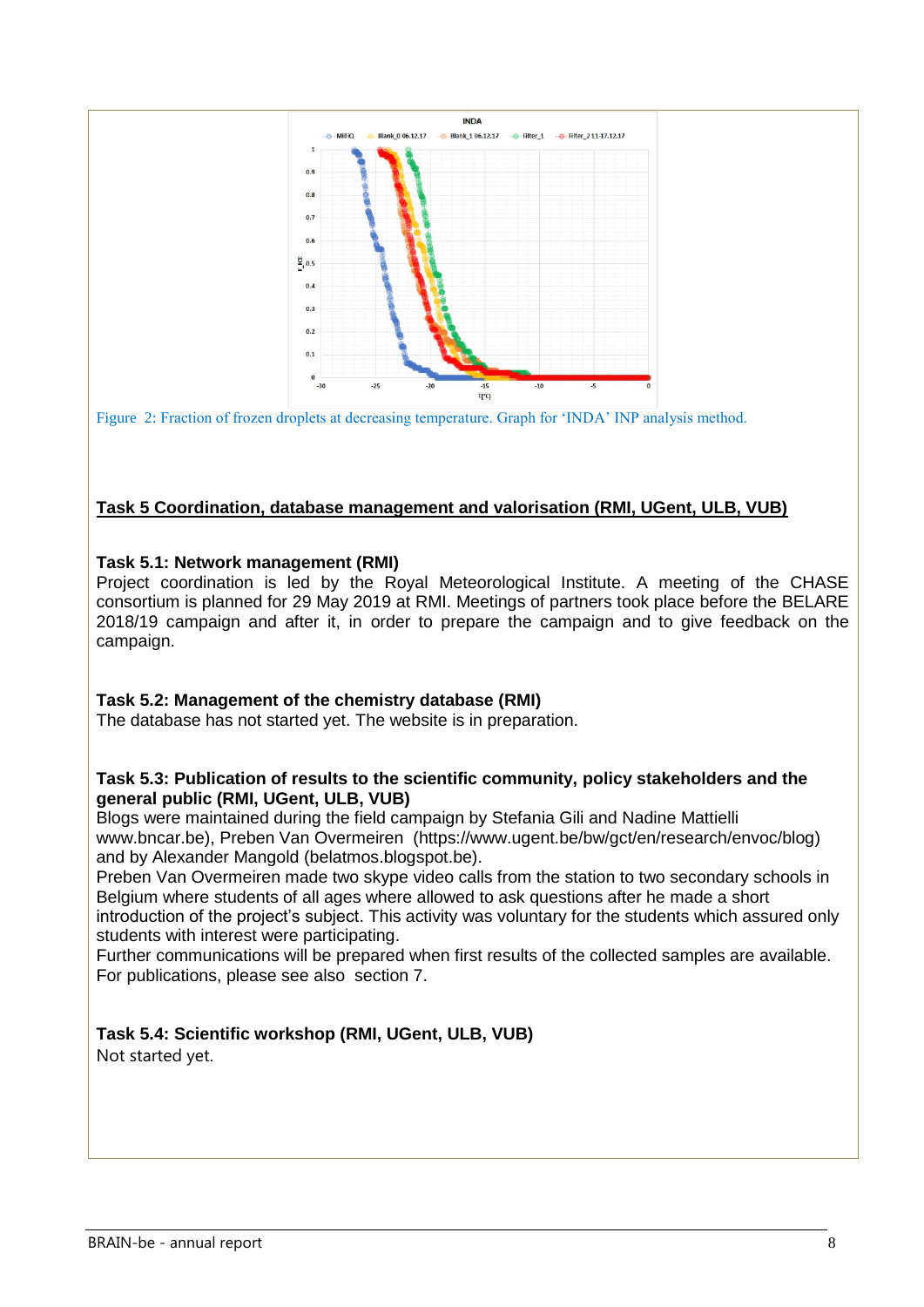Figure 2: Fraction of frozen droplets at decreasing temperature. Graph for 'INDA' INP analysis method.

## Task 5 Coordination, database management and valorisation (RMI, UGent, ULB, VUB)

### Task 5.1: Network management (RMI)

Project coordination is led by the Royal Meteorological Institute. A meeting of the CHASE consortium is planned for 29 May 2019 at RMI. Meetings of partners took place before the BELARE 2018/19 campaign and after it, in order to prepare the campaign and to give feedback on the campaign.

### Task 5.2: Management of the chemistry database (RMI)

The database has not started yet. The website is in preparation.

### Task 5.3: Publication of results to the scientific community, policy stakeholders and the general public (RMI, UGent, ULB, VUB)

Blogs were maintained during the field campaign by Stefania Gili and Nadine Mattielli www.bncar.be), Preben Van Overmeiren (https://www.ugent.be/bw/gct/en/research/envoc/blog) and by Alexander Mangold (belatmos.blogspot.be).

Preben Van Overmeiren made two skype video calls from the station to two secondary schools in Belgium where students of all ages where allowed to ask questions after he made a short introduction of the project's subject. This activity was voluntary for the students which assured only students with interest were participating.

Further communications will be prepared when first results of the collected samples are available.

For publications, please see also section 7.

### Task 5.4: Scientific workshop (RMI, UGent, ULB, VUB)

Not started yet.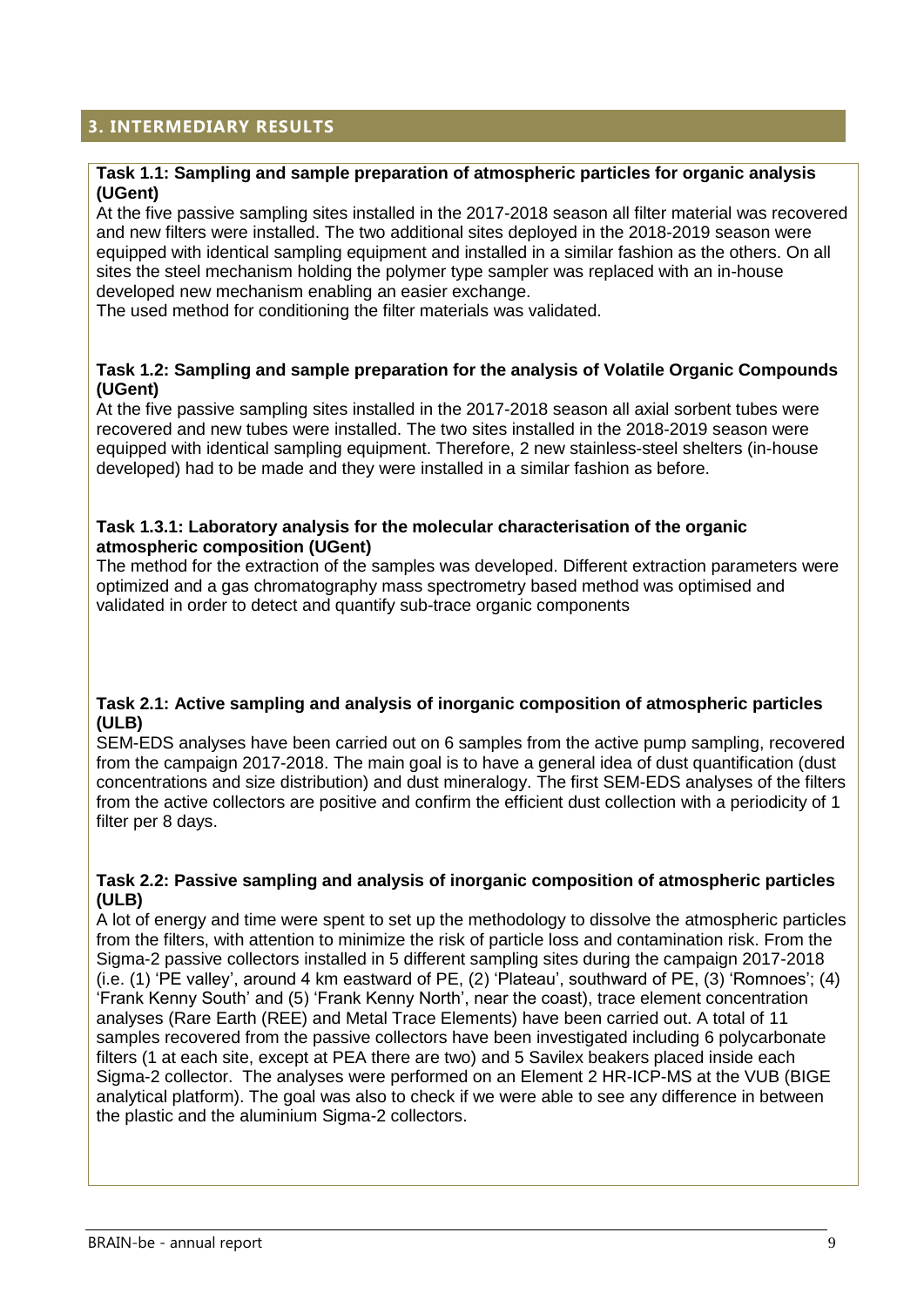## 3. INTERMEDIARY RESULTS

**Task 1.1: Sampling and sample preparation of atmospheric particles for organic analysis (UGent)**

At the five passive sampling sites installed in the 2017-2018 season all filter material was recovered and new filters were installed. The two additional sites deployed in the 2018-2019 season were equipped with identical sampling equipment and installed in a similar fashion as the others. On all sites the steel mechanism holding the polymer type sampler was replaced with an in-house developed new mechanism enabling an easier exchange.

The used method for conditioning the filter materials was validated.

**Task 1.2: Sampling and sample preparation for the analysis of Volatile Organic Compounds (UGent)**

At the five passive sampling sites installed in the 2017-2018 season all axial sorbent tubes were recovered and new tubes were installed. The two sites installed in the 2018-2019 season were equipped with identical sampling equipment. Therefore, 2 new stainless-steel shelters (in-house developed) had to be made and they were installed in a similar fashion as before.

**Task 1.3.1: Laboratory analysis for the molecular characterisation of the organic atmospheric composition (UGent)**

The method for the extraction of the samples was developed. Different extraction parameters were optimized and a gas chromatography mass spectrometry based method was optimised and validated in order to detect and quantify sub-trace organic components

**Task 2.1: Active sampling and analysis of inorganic composition of atmospheric particles (ULB)**

SEM-EDS analyses have been carried out on 6 samples from the active pump sampling, recovered from the campaign 2017-2018. The main goal is to have a general idea of dust quantification (dust concentrations and size distribution) and dust mineralogy. The first SEM-EDS analyses of the filters from the active collectors are positive and confirm the efficient dust collection with a periodicity of 1 filter per 8 days.

**Task 2.2: Passive sampling and analysis of inorganic composition of atmospheric particles (ULB)**

A lot of energy and time were spent to set up the methodology to dissolve the atmospheric particles from the filters, with attention to minimize the risk of particle loss and contamination risk. From the Sigma-2 passive collectors installed in 5 different sampling sites during the campaign 2017-2018 (i.e. (1) 'PE valley', around 4 km eastward of PE, (2) 'Plateau', southward of PE, (3) 'Romnoes'; (4) 'Frank Kenny South' and (5) 'Frank Kenny North', near the coast), trace element concentration analyses (Rare Earth (REE) and Metal Trace Elements) have been carried out. A total of 11 samples recovered from the passive collectors have been investigated including 6 polycarbonate filters (1 at each site, except at PEA there are two) and 5 Savilex beakers placed inside each Sigma-2 collector. The analyses were performed on an Element 2 HR-ICP-MS at the VUB (BIGE analytical platform). The goal was also to check if we were able to see any difference in between the plastic and the aluminium Sigma-2 collectors.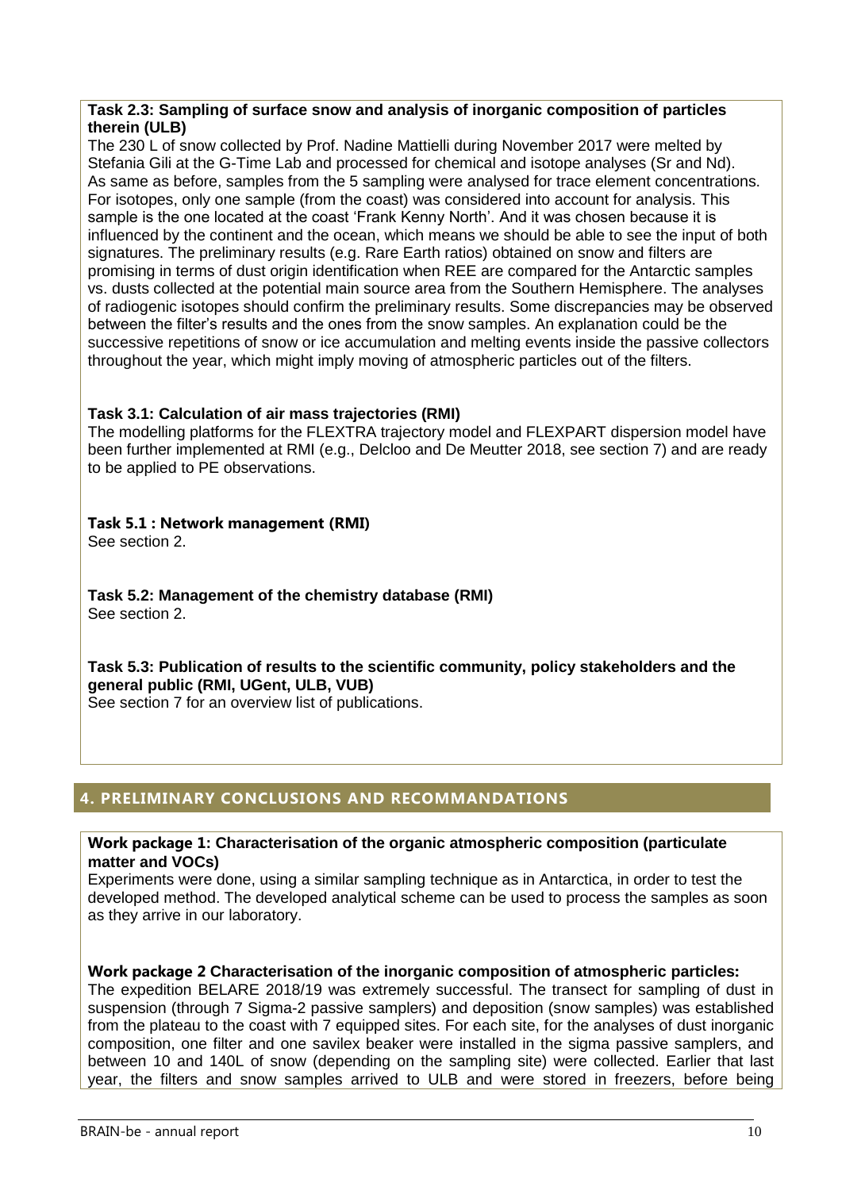**Task 2.3: Sampling of surface snow and analysis of inorganic composition of particles therein (ULB)**

The 230 L of snow collected by Prof. Nadine Mattielli during November 2017 were melted by Stefania Gili at the G-Time Lab and processed for chemical and isotope analyses (Sr and Nd). As same as before, samples from the 5 sampling were analysed for trace element concentrations. For isotopes, only one sample (from the coast) was considered into account for analysis. This sample is the one located at the coast 'Frank Kenny North'. And it was chosen because it is influenced by the continent and the ocean, which means we should be able to see the input of both signatures. The preliminary results (e.g. Rare Earth ratios) obtained on snow and filters are promising in terms of dust origin identification when REE are compared for the Antarctic samples vs. dusts collected at the potential main source area from the Southern Hemisphere. The analyses of radiogenic isotopes should confirm the preliminary results. Some discrepancies may be observed between the filter's results and the ones from the snow samples. An explanation could be the successive repetitions of snow or ice accumulation and melting events inside the passive collectors throughout the year, which might imply moving of atmospheric particles out of the filters.

**Task 3.1: Calculation of air mass trajectories (RMI)**

The modelling platforms for the FLEXTRA trajectory model and FLEXPART dispersion model have been further implemented at RMI (e.g., Delcloo and De Meutter 2018, see section 7) and are ready to be applied to PE observations.

**Task 5.1 : Network management (RMI)**

See section 2.

**Task 5.2: Management of the chemistry database (RMI)**

See section 2.

**Task 5.3: Publication of results to the scientific community, policy stakeholders and the general public (RMI, UGent, ULB, VUB)**

See section 7 for an overview list of publications.

## 4. PRELIMINARY CONCLUSIONS AND RECOMMANDATIONS

**Work package 1: Characterisation of the organic atmospheric composition (particulate matter and VOCs)**

Experiments were done, using a similar sampling technique as in Antarctica, in order to test the developed method. The developed analytical scheme can be used to process the samples as soon as they arrive in our laboratory.

**Work package 2 Characterisation of the inorganic composition of atmospheric particles:**

The expedition BELARE 2018/19 was extremely successful. The transect for sampling of dust in suspension (through 7 Sigma-2 passive samplers) and deposition (snow samples) was established from the plateau to the coast with 7 equipped sites. For each site, for the analyses of dust inorganic composition, one filter and one savilex beaker were installed in the sigma passive samplers, and between 10 and 140L of snow (depending on the sampling site) were collected. Earlier that last year, the filters and snow samples arrived to ULB and were stored in freezers, before being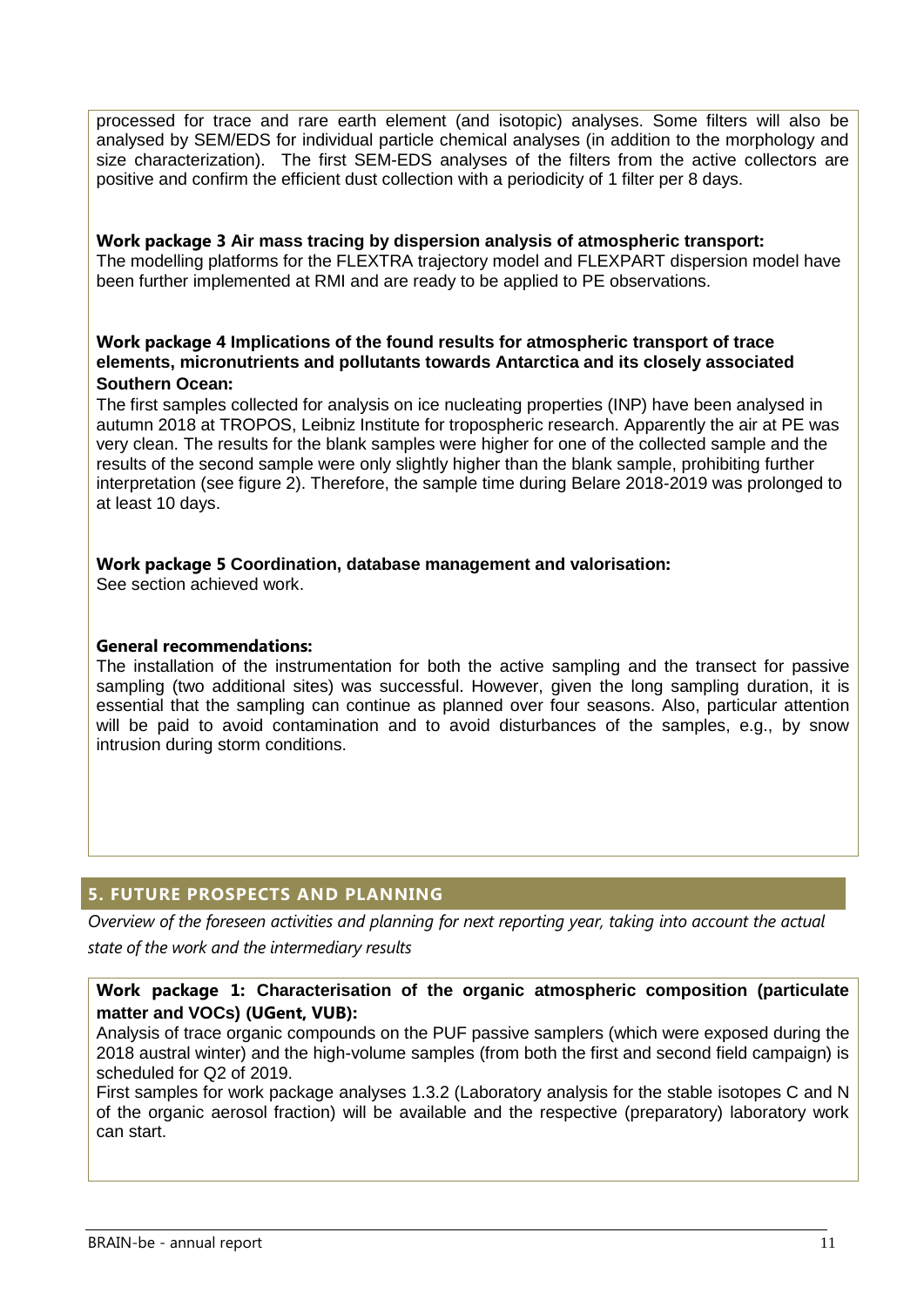processed for trace and rare earth element (and isotopic) analyses. Some filters will also be analysed by SEM/EDS for individual particle chemical analyses (in addition to the morphology and size characterization). The first SEM-EDS analyses of the filters from the active collectors are positive and confirm the efficient dust collection with a periodicity of 1 filter per 8 days.

**Work package 3 Air mass tracing by dispersion analysis of atmospheric transport:**
The modelling platforms for the FLEXTRA trajectory model and FLEXPART dispersion model have been further implemented at RMI and are ready to be applied to PE observations.

**Work package 4 Implications of the found results for atmospheric transport of trace elements, micronutrients and pollutants towards Antarctica and its closely associated Southern Ocean:**
The first samples collected for analysis on ice nucleating properties (INP) have been analysed in autumn 2018 at TROPOS, Leibniz Institute for tropospheric research. Apparently the air at PE was very clean. The results for the blank samples were higher for one of the collected sample and the results of the second sample were only slightly higher than the blank sample, prohibiting further interpretation (see figure 2). Therefore, the sample time during Belare 2018-2019 was prolonged to at least 10 days.

**Work package 5 Coordination, database management and valorisation:**
See section achieved work.

**General recommendations:**
The installation of the instrumentation for both the active sampling and the transect for passive sampling (two additional sites) was successful. However, given the long sampling duration, it is essential that the sampling can continue as planned over four seasons. Also, particular attention will be paid to avoid contamination and to avoid disturbances of the samples, e.g., by snow intrusion during storm conditions.

## 5. FUTURE PROSPECTS AND PLANNING

*Overview of the foreseen activities and planning for next reporting year, taking into account the actual state of the work and the intermediary results*

**Work package 1: Characterisation of the organic atmospheric composition (particulate matter and VOCs) (UGent, VUB):**
Analysis of trace organic compounds on the PUF passive samplers (which were exposed during the 2018 austral winter) and the high-volume samples (from both the first and second field campaign) is scheduled for Q2 of 2019.
First samples for work package analyses 1.3.2 (Laboratory analysis for the stable isotopes C and N of the organic aerosol fraction) will be available and the respective (preparatory) laboratory work can start.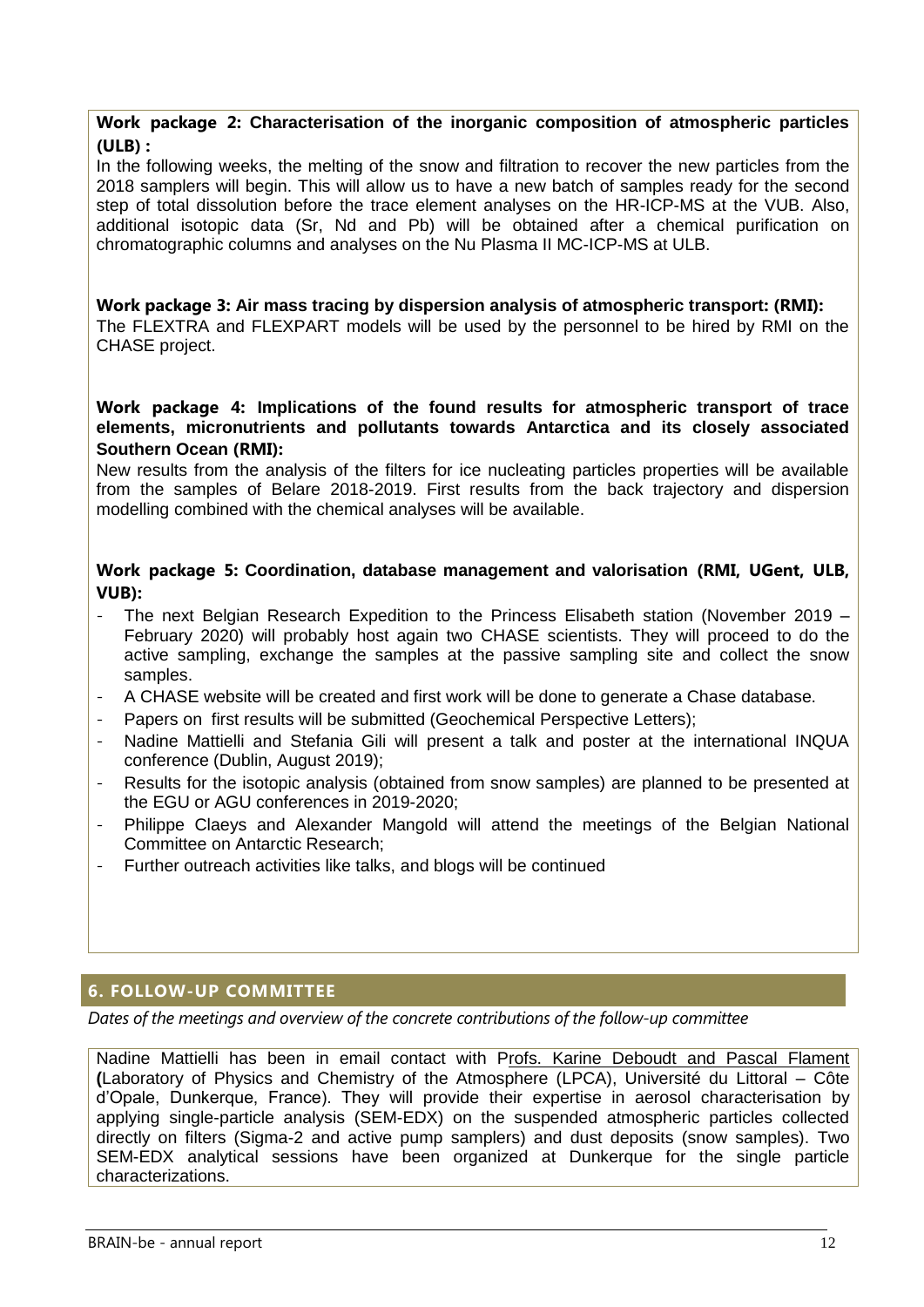**Work package 2: Characterisation of the inorganic composition of atmospheric particles (ULB) :**

In the following weeks, the melting of the snow and filtration to recover the new particles from the 2018 samplers will begin. This will allow us to have a new batch of samples ready for the second step of total dissolution before the trace element analyses on the HR-ICP-MS at the VUB. Also, additional isotopic data (Sr, Nd and Pb) will be obtained after a chemical purification on chromatographic columns and analyses on the Nu Plasma II MC-ICP-MS at ULB.

**Work package 3: Air mass tracing by dispersion analysis of atmospheric transport: (RMI):**

The FLEXTRA and FLEXPART models will be used by the personnel to be hired by RMI on the CHASE project.

**Work package 4: Implications of the found results for atmospheric transport of trace elements, micronutrients and pollutants towards Antarctica and its closely associated Southern Ocean (RMI):**

New results from the analysis of the filters for ice nucleating particles properties will be available from the samples of Belare 2018-2019. First results from the back trajectory and dispersion modelling combined with the chemical analyses will be available.

**Work package 5: Coordination, database management and valorisation (RMI, UGent, ULB, VUB):**

- The next Belgian Research Expedition to the Princess Elisabeth station (November 2019 – February 2020) will probably host again two CHASE scientists. They will proceed to do the active sampling, exchange the samples at the passive sampling site and collect the snow samples.
- A CHASE website will be created and first work will be done to generate a Chase database.
- Papers on first results will be submitted (Geochemical Perspective Letters);
- Nadine Mattielli and Stefania Gili will present a talk and poster at the international INQUA conference (Dublin, August 2019);
- Results for the isotopic analysis (obtained from snow samples) are planned to be presented at the EGU or AGU conferences in 2019-2020;
- Philippe Claeys and Alexander Mangold will attend the meetings of the Belgian National Committee on Antarctic Research;
- Further outreach activities like talks, and blogs will be continued

## 6. FOLLOW-UP COMMITTEE

*Dates of the meetings and overview of the concrete contributions of the follow-up committee*

Nadine Mattielli has been in email contact with Profs. Karine Deboudt and Pascal Flament (Laboratory of Physics and Chemistry of the Atmosphere (LPCA), Université du Littoral – Côte d'Opale, Dunkerque, France). They will provide their expertise in aerosol characterisation by applying single-particle analysis (SEM-EDX) on the suspended atmospheric particles collected directly on filters (Sigma-2 and active pump samplers) and dust deposits (snow samples). Two SEM-EDX analytical sessions have been organized at Dunkerque for the single particle characterizations.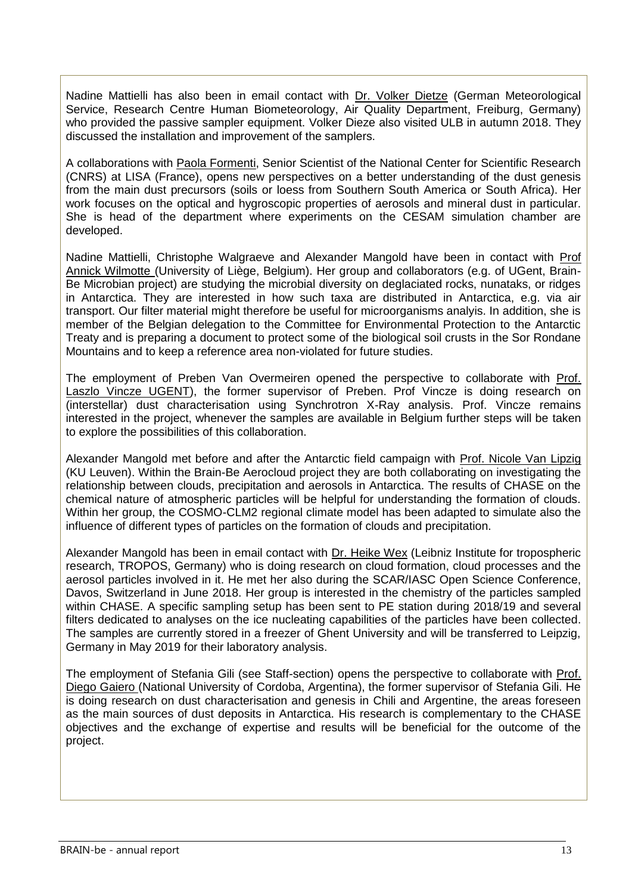Nadine Mattielli has also been in email contact with Dr. Volker Dietze (German Meteorological Service, Research Centre Human Biometeorology, Air Quality Department, Freiburg, Germany) who provided the passive sampler equipment. Volker Dieze also visited ULB in autumn 2018. They discussed the installation and improvement of the samplers.

A collaborations with Paola Formenti, Senior Scientist of the National Center for Scientific Research (CNRS) at LISA (France), opens new perspectives on a better understanding of the dust genesis from the main dust precursors (soils or loess from Southern South America or South Africa). Her work focuses on the optical and hygroscopic properties of aerosols and mineral dust in particular. She is head of the department where experiments on the CESAM simulation chamber are developed.

Nadine Mattielli, Christophe Walgraeve and Alexander Mangold have been in contact with Prof Annick Wilmotte (University of Liège, Belgium). Her group and collaborators (e.g. of UGent, Brain-Be Microbian project) are studying the microbial diversity on deglaciated rocks, nunataks, or ridges in Antarctica. They are interested in how such taxa are distributed in Antarctica, e.g. via air transport. Our filter material might therefore be useful for microorganisms analyis. In addition, she is member of the Belgian delegation to the Committee for Environmental Protection to the Antarctic Treaty and is preparing a document to protect some of the biological soil crusts in the Sor Rondane Mountains and to keep a reference area non-violated for future studies.

The employment of Preben Van Overmeiren opened the perspective to collaborate with Prof. Laszlo Vincze UGENT), the former supervisor of Preben. Prof Vincze is doing research on (interstellar) dust characterisation using Synchrotron X-Ray analysis. Prof. Vincze remains interested in the project, whenever the samples are available in Belgium further steps will be taken to explore the possibilities of this collaboration.

Alexander Mangold met before and after the Antarctic field campaign with Prof. Nicole Van Lipzig (KU Leuven). Within the Brain-Be Aerocloud project they are both collaborating on investigating the relationship between clouds, precipitation and aerosols in Antarctica. The results of CHASE on the chemical nature of atmospheric particles will be helpful for understanding the formation of clouds. Within her group, the COSMO-CLM2 regional climate model has been adapted to simulate also the influence of different types of particles on the formation of clouds and precipitation.

Alexander Mangold has been in email contact with Dr. Heike Wex (Leibniz Institute for tropospheric research, TROPOS, Germany) who is doing research on cloud formation, cloud processes and the aerosol particles involved in it. He met her also during the SCAR/IASC Open Science Conference, Davos, Switzerland in June 2018. Her group is interested in the chemistry of the particles sampled within CHASE. A specific sampling setup has been sent to PE station during 2018/19 and several filters dedicated to analyses on the ice nucleating capabilities of the particles have been collected. The samples are currently stored in a freezer of Ghent University and will be transferred to Leipzig, Germany in May 2019 for their laboratory analysis.

The employment of Stefania Gili (see Staff-section) opens the perspective to collaborate with Prof. Diego Gaiero (National University of Cordoba, Argentina), the former supervisor of Stefania Gili. He is doing research on dust characterisation and genesis in Chili and Argentine, the areas foreseen as the main sources of dust deposits in Antarctica. His research is complementary to the CHASE objectives and the exchange of expertise and results will be beneficial for the outcome of the project.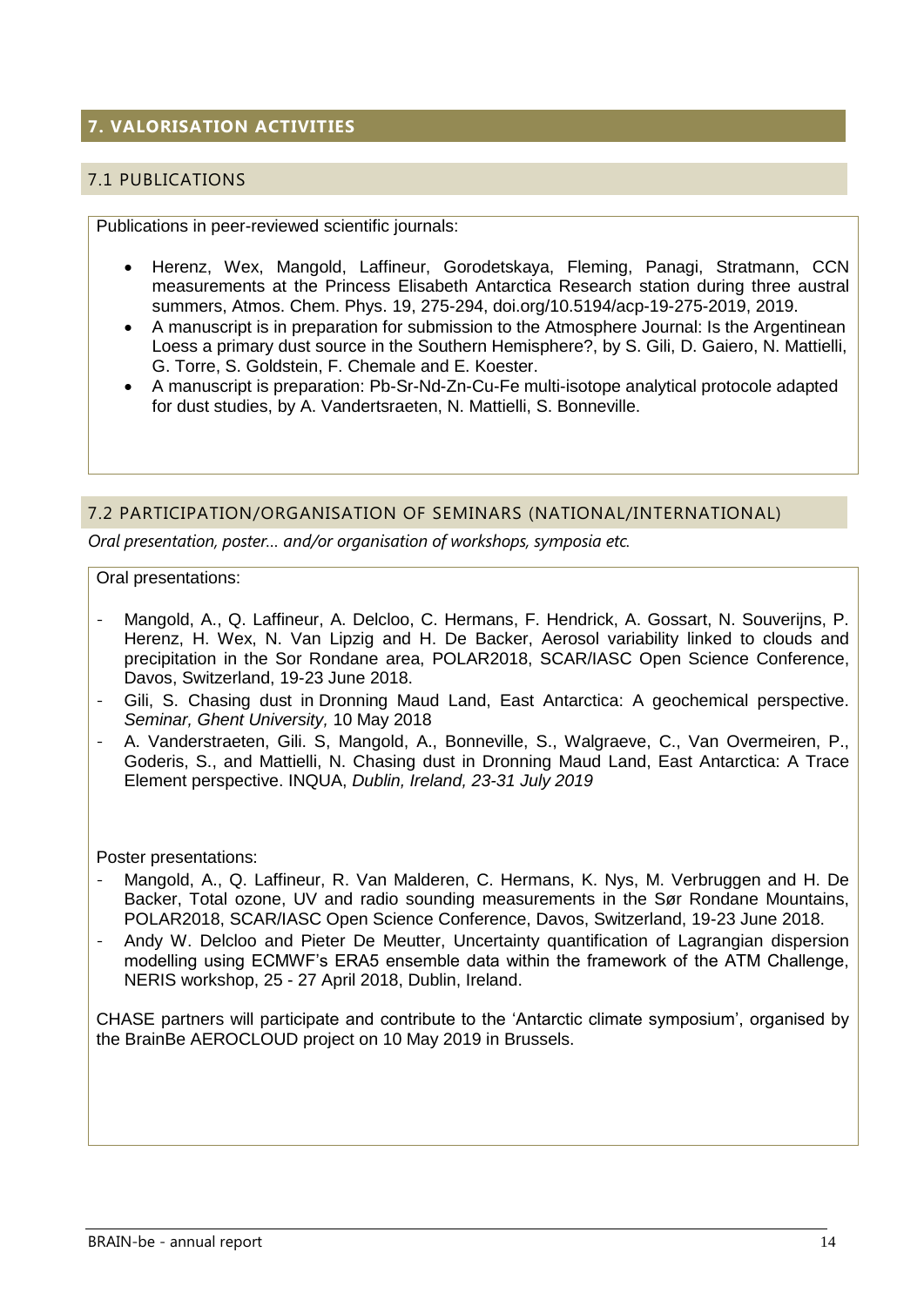# 7. VALORISATION ACTIVITIES

## 7.1 PUBLICATIONS

Publications in peer-reviewed scientific journals:

- Herenz, Wex, Mangold, Laffineur, Gorodetskaya, Fleming, Panagi, Stratmann, CCN measurements at the Princess Elisabeth Antarctica Research station during three austral summers, Atmos. Chem. Phys. 19, 275-294, doi.org/10.5194/acp-19-275-2019, 2019.
- A manuscript is in preparation for submission to the Atmosphere Journal: Is the Argentinean Loess a primary dust source in the Southern Hemisphere?, by S. Gili, D. Gaiero, N. Mattielli, G. Torre, S. Goldstein, F. Chemale and E. Koester.
- A manuscript is preparation: Pb-Sr-Nd-Zn-Cu-Fe multi-isotope analytical protocole adapted for dust studies, by A. Vandertsraeten, N. Mattielli, S. Bonneville.

## 7.2 PARTICIPATION/ORGANISATION OF SEMINARS (NATIONAL/INTERNATIONAL)

*Oral presentation, poster… and/or organisation of workshops, symposia etc.*

Oral presentations:

- Mangold, A., Q. Laffineur, A. Delcloo, C. Hermans, F. Hendrick, A. Gossart, N. Souverijns, P. Herenz, H. Wex, N. Van Lipzig and H. De Backer, Aerosol variability linked to clouds and precipitation in the Sor Rondane area, POLAR2018, SCAR/IASC Open Science Conference, Davos, Switzerland, 19-23 June 2018.
- Gili, S. Chasing dust in Dronning Maud Land, East Antarctica: A geochemical perspective. *Seminar, Ghent University,* 10 May 2018
- A. Vanderstraeten, Gili. S, Mangold, A., Bonneville, S., Walgraeve, C., Van Overmeiren, P., Goderis, S., and Mattielli, N. Chasing dust in Dronning Maud Land, East Antarctica: A Trace Element perspective. INQUA, *Dublin, Ireland, 23-31 July 2019*

Poster presentations:

- Mangold, A., Q. Laffineur, R. Van Malderen, C. Hermans, K. Nys, M. Verbruggen and H. De Backer, Total ozone, UV and radio sounding measurements in the Sør Rondane Mountains, POLAR2018, SCAR/IASC Open Science Conference, Davos, Switzerland, 19-23 June 2018.
- Andy W. Delcloo and Pieter De Meutter, Uncertainty quantification of Lagrangian dispersion modelling using ECMWF's ERA5 ensemble data within the framework of the ATM Challenge, NERIS workshop, 25 - 27 April 2018, Dublin, Ireland.

CHASE partners will participate and contribute to the 'Antarctic climate symposium', organised by the BrainBe AEROCLOUD project on 10 May 2019 in Brussels.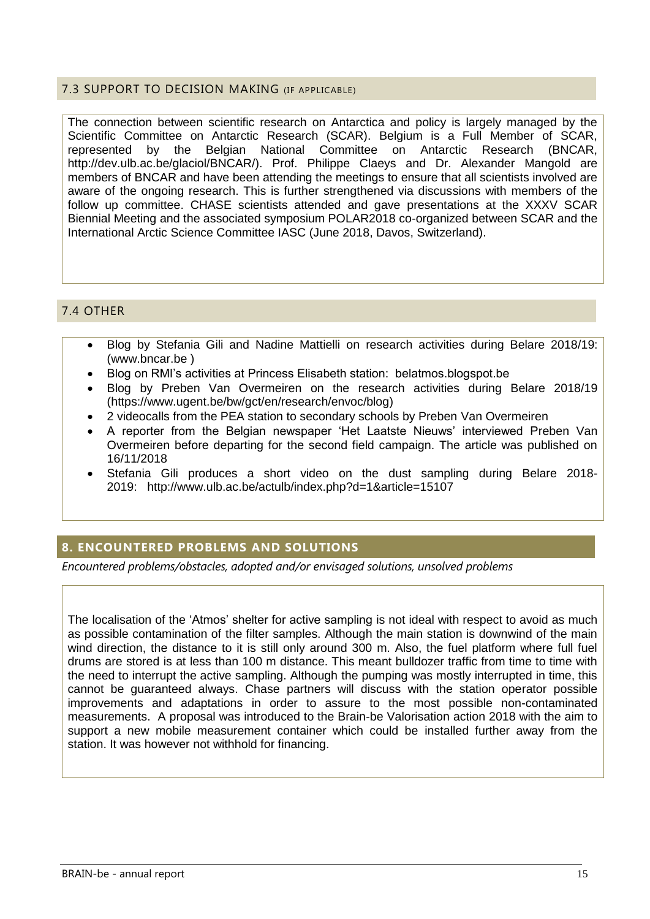## 7.3 SUPPORT TO DECISION MAKING (IF APPLICABLE)

The connection between scientific research on Antarctica and policy is largely managed by the Scientific Committee on Antarctic Research (SCAR). Belgium is a Full Member of SCAR, represented by the Belgian National Committee on Antarctic Research (BNCAR, http://dev.ulb.ac.be/glaciol/BNCAR/). Prof. Philippe Claeys and Dr. Alexander Mangold are members of BNCAR and have been attending the meetings to ensure that all scientists involved are aware of the ongoing research. This is further strengthened via discussions with members of the follow up committee. CHASE scientists attended and gave presentations at the XXXV SCAR Biennial Meeting and the associated symposium POLAR2018 co-organized between SCAR and the International Arctic Science Committee IASC (June 2018, Davos, Switzerland).

## 7.4 OTHER

- Blog by Stefania Gili and Nadine Mattielli on research activities during Belare 2018/19: (www.bncar.be )
- Blog on RMI's activities at Princess Elisabeth station: belatmos.blogspot.be
- Blog by Preben Van Overmeiren on the research activities during Belare 2018/19 (https://www.ugent.be/bw/gct/en/research/envoc/blog)
- 2 videocalls from the PEA station to secondary schools by Preben Van Overmeiren
- A reporter from the Belgian newspaper 'Het Laatste Nieuws' interviewed Preben Van Overmeiren before departing for the second field campaign. The article was published on 16/11/2018
- Stefania Gili produces a short video on the dust sampling during Belare 2018-2019: http://www.ulb.ac.be/actulb/index.php?d=1&article=15107

## 8. ENCOUNTERED PROBLEMS AND SOLUTIONS

*Encountered problems/obstacles, adopted and/or envisaged solutions, unsolved problems*

The localisation of the 'Atmos' shelter for active sampling is not ideal with respect to avoid as much as possible contamination of the filter samples. Although the main station is downwind of the main wind direction, the distance to it is still only around 300 m. Also, the fuel platform where full fuel drums are stored is at less than 100 m distance. This meant bulldozer traffic from time to time with the need to interrupt the active sampling. Although the pumping was mostly interrupted in time, this cannot be guaranteed always. Chase partners will discuss with the station operator possible improvements and adaptations in order to assure to the most possible non-contaminated measurements. A proposal was introduced to the Brain-be Valorisation action 2018 with the aim to support a new mobile measurement container which could be installed further away from the station. It was however not withhold for financing.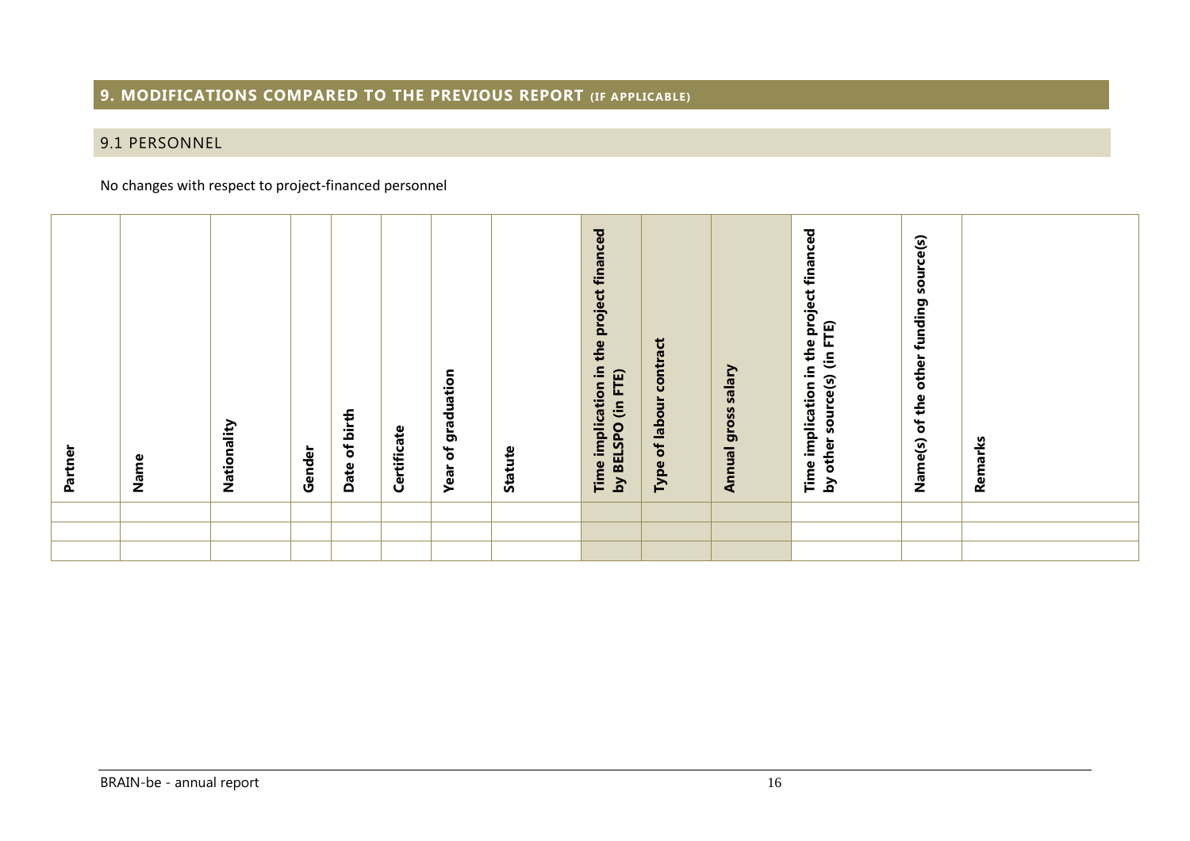## 9. MODIFICATIONS COMPARED TO THE PREVIOUS REPORT (IF APPLICABLE)

### 9.1 PERSONNEL

No changes with respect to project-financed personnel

| Partner | Name | Nationality | Gender | Date of birth | Certificate | Year of graduation | Statute | Time implication in the project financed by BELSPO (in FTE) | Type of labour contract | Annual gross salary | Time implication in the project financed by other source(s) (in FTE) | Name(s) of the other funding source(s) | Remarks |
|---|---|---|---|---|---|---|---|---|---|---|---|---|---|
| | | | | | | | | | | | | | |
| | | | | | | | | | | | | | |
| | | | | | | | | | | | | | |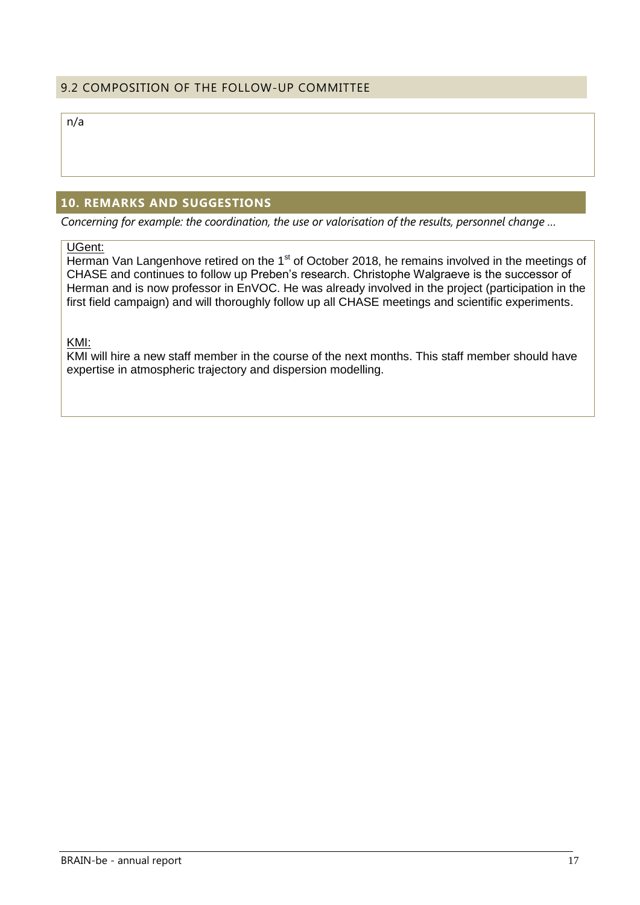### 9.2 COMPOSITION OF THE FOLLOW-UP COMMITTEE

n/a

## 10. REMARKS AND SUGGESTIONS

*Concerning for example: the coordination, the use or valorisation of the results, personnel change ...*

UGent:

Herman Van Langenhove retired on the 1st of October 2018, he remains involved in the meetings of CHASE and continues to follow up Preben's research. Christophe Walgraeve is the successor of Herman and is now professor in EnVOC. He was already involved in the project (participation in the first field campaign) and will thoroughly follow up all CHASE meetings and scientific experiments.

KMI:

KMI will hire a new staff member in the course of the next months. This staff member should have expertise in atmospheric trajectory and dispersion modelling.